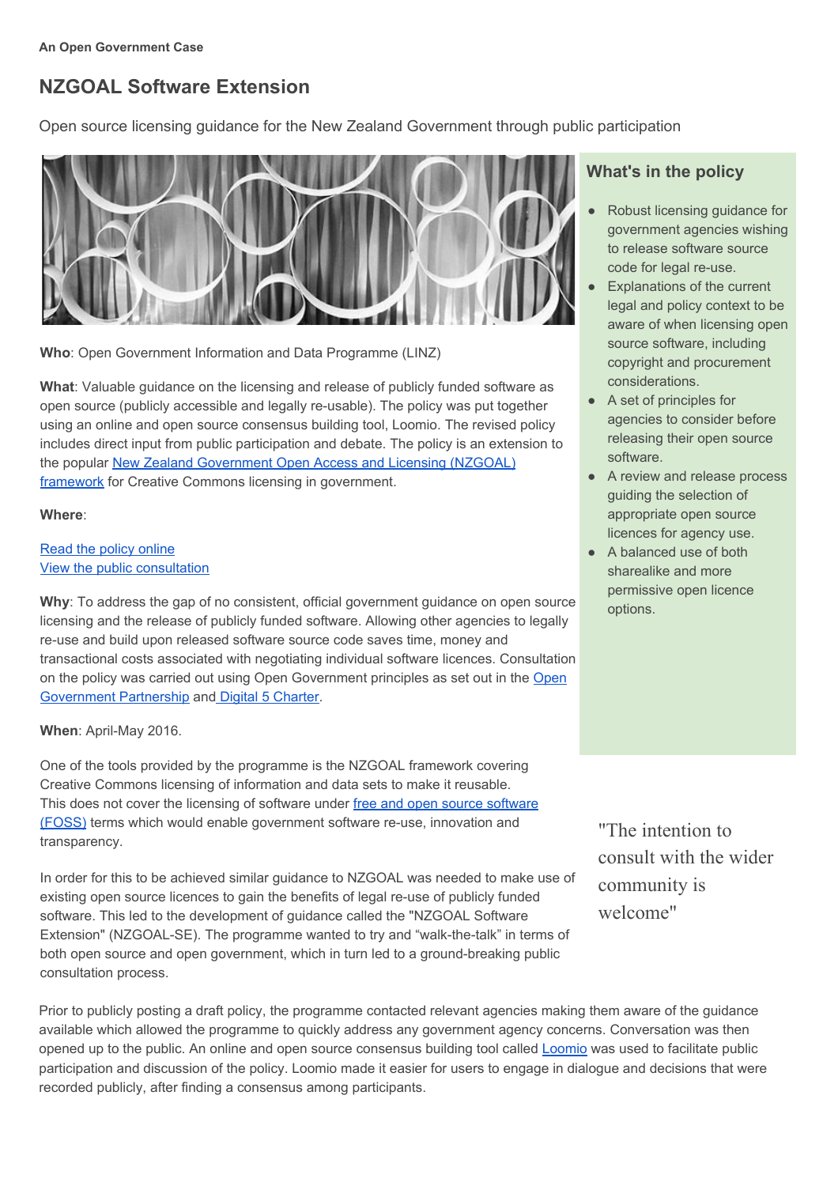An Open Government Case

# NZGOAL Software Extension

Open source licensing guidance for the New Zealand Government through public participation

**Who**: Open Government Information and Data Programme (LINZ)

**What**: Valuable guidance on the licensing and release of publicly funded software as open source (publicly accessible and legally re-usable). The policy was put together using an online and open source consensus building tool, Loomio. The revised policy includes direct input from public participation and debate. The policy is an extension to the popular [New Zealand Government Open Access and Licensing (NZGOAL) framework]() for Creative Commons licensing in government.

**Where**:

[Read the policy online]()
[View the public consultation]()

**Why**: To address the gap of no consistent, official government guidance on open source licensing and the release of publicly funded software. Allowing other agencies to legally re-use and build upon released software source code saves time, money and transactional costs associated with negotiating individual software licences. Consultation on the policy was carried out using Open Government principles as set out in the [Open Government Partnership]() and [Digital 5 Charter]().

**When**: April-May 2016.

## What's in the policy

- Robust licensing guidance for government agencies wishing to release software source code for legal re-use.
- Explanations of the current legal and policy context to be aware of when licensing open source software, including copyright and procurement considerations.
- A set of principles for agencies to consider before releasing their open source software.
- A review and release process guiding the selection of appropriate open source licences for agency use.
- A balanced use of both sharealike and more permissive open licence options.

One of the tools provided by the programme is the NZGOAL framework covering Creative Commons licensing of information and data sets to make it reusable. This does not cover the licensing of software under [free and open source software (FOSS)]() terms which would enable government software re-use, innovation and transparency.

In order for this to be achieved similar guidance to NZGOAL was needed to make use of existing open source licences to gain the benefits of legal re-use of publicly funded software. This led to the development of guidance called the "NZGOAL Software Extension" (NZGOAL-SE). The programme wanted to try and "walk-the-talk" in terms of both open source and open government, which in turn led to a ground-breaking public consultation process.

"The intention to consult with the wider community is welcome"

Prior to publicly posting a draft policy, the programme contacted relevant agencies making them aware of the guidance available which allowed the programme to quickly address any government agency concerns. Conversation was then opened up to the public. An online and open source consensus building tool called [Loomio]() was used to facilitate public participation and discussion of the policy. Loomio made it easier for users to engage in dialogue and decisions that were recorded publicly, after finding a consensus among participants.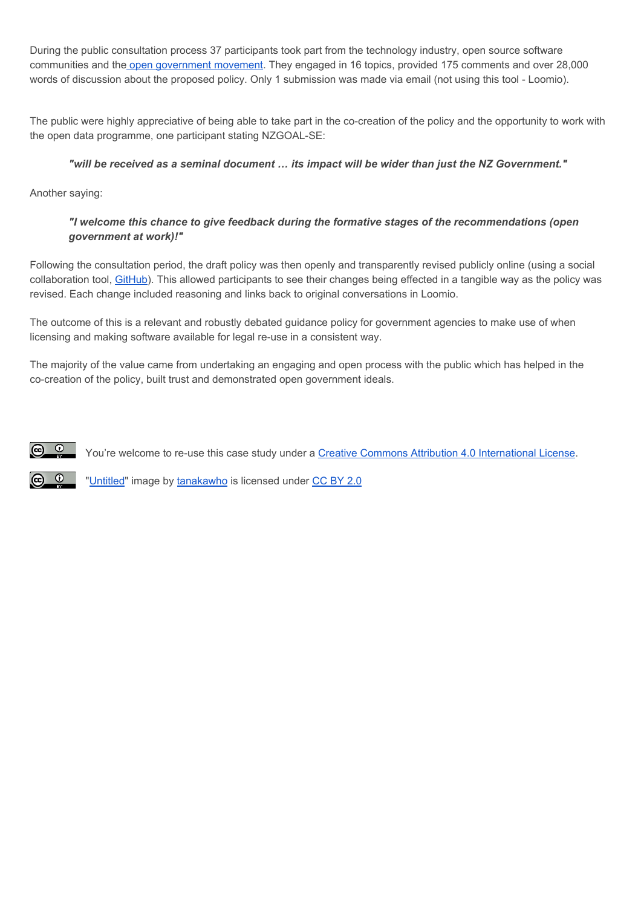During the public consultation process 37 participants took part from the technology industry, open source software communities and the open government movement. They engaged in 16 topics, provided 175 comments and over 28,000 words of discussion about the proposed policy. Only 1 submission was made via email (not using this tool - Loomio).

The public were highly appreciative of being able to take part in the co-creation of the policy and the opportunity to work with the open data programme, one participant stating NZGOAL-SE:

> ***"will be received as a seminal document … its impact will be wider than just the NZ Government."***

Another saying:

> ***"I welcome this chance to give feedback during the formative stages of the recommendations (open government at work)!"***

Following the consultation period, the draft policy was then openly and transparently revised publicly online (using a social collaboration tool, GitHub). This allowed participants to see their changes being effected in a tangible way as the policy was revised. Each change included reasoning and links back to original conversations in Loomio.

The outcome of this is a relevant and robustly debated guidance policy for government agencies to make use of when licensing and making software available for legal re-use in a consistent way.

The majority of the value came from undertaking an engaging and open process with the public which has helped in the co-creation of the policy, built trust and demonstrated open government ideals.

You're welcome to re-use this case study under a Creative Commons Attribution 4.0 International License.

"Untitled" image by tanakawho is licensed under CC BY 2.0